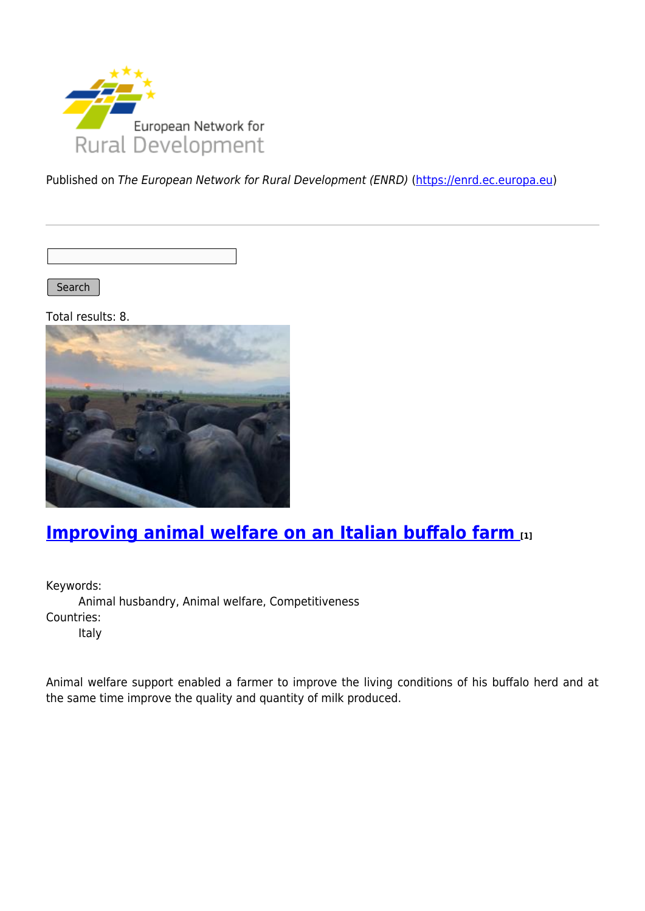Published on *The European Network for Rural Development (ENRD)* (https://enrd.ec.europa.eu)

Search

Total results: 8.

## Improving animal welfare on an Italian buffalo farm [1]

Keywords:
Animal husbandry, Animal welfare, Competitiveness

Countries:
Italy

Animal welfare support enabled a farmer to improve the living conditions of his buffalo herd and at the same time improve the quality and quantity of milk produced.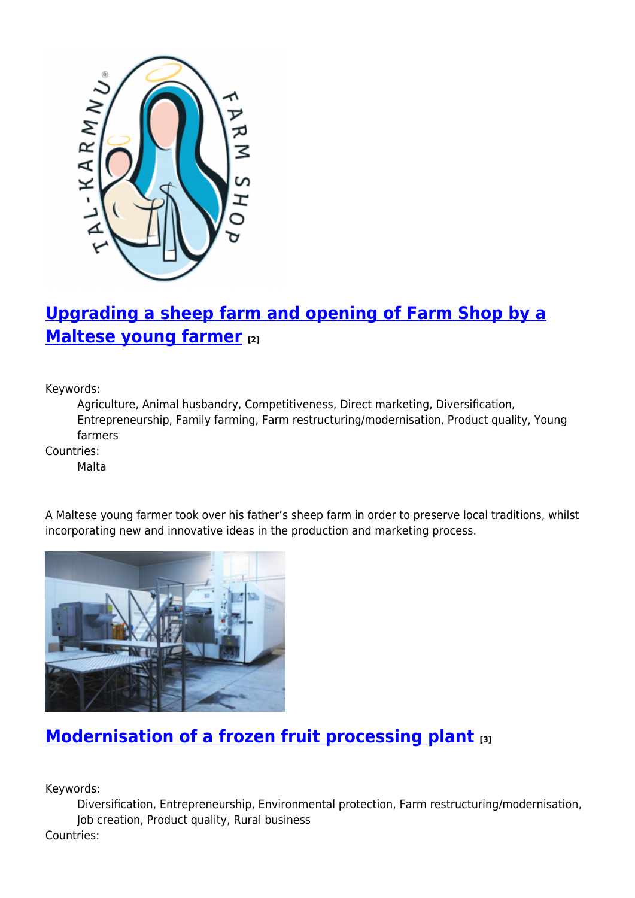## Upgrading a sheep farm and opening of Farm Shop by a Maltese young farmer [2]

Keywords:

Agriculture, Animal husbandry, Competitiveness, Direct marketing, Diversification, Entrepreneurship, Family farming, Farm restructuring/modernisation, Product quality, Young farmers

Countries:

Malta

A Maltese young farmer took over his father's sheep farm in order to preserve local traditions, whilst incorporating new and innovative ideas in the production and marketing process.

## Modernisation of a frozen fruit processing plant [3]

Keywords:

Diversification, Entrepreneurship, Environmental protection, Farm restructuring/modernisation, Job creation, Product quality, Rural business

Countries: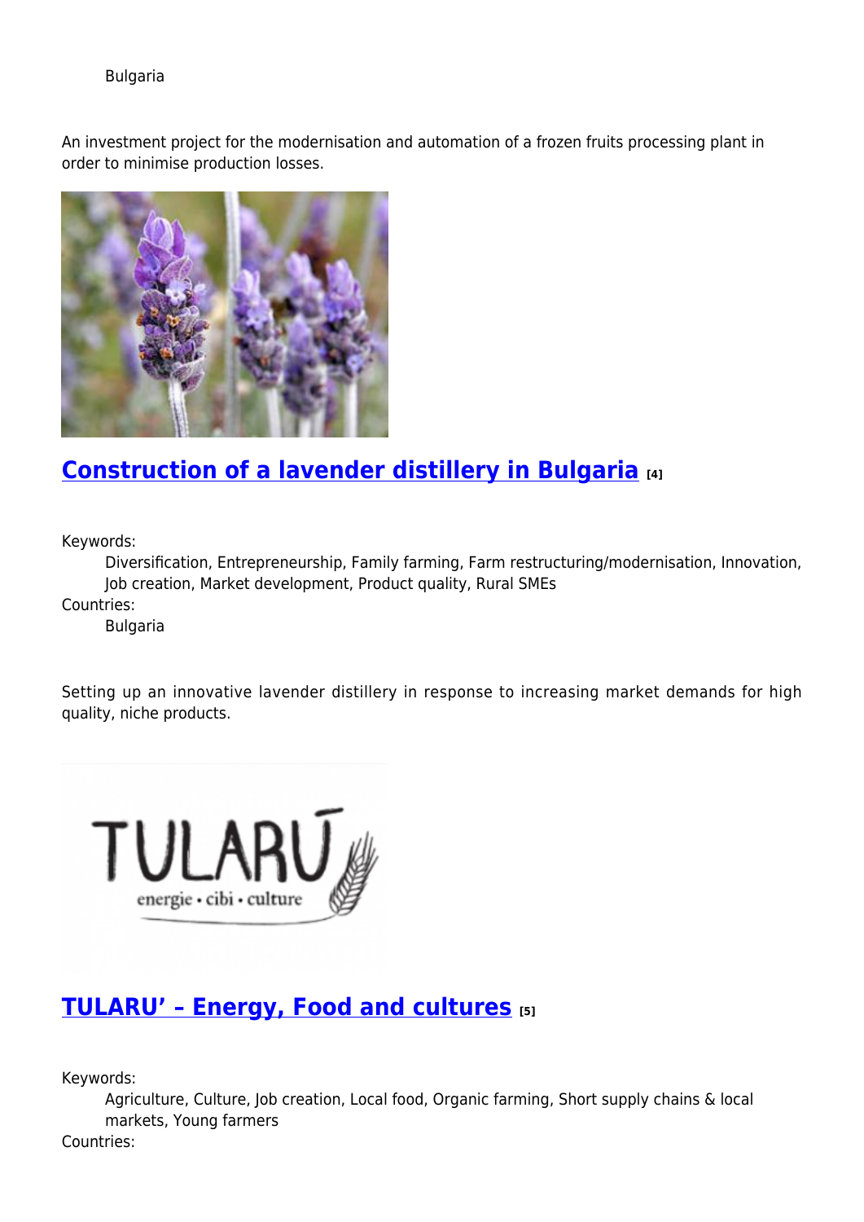Bulgaria

An investment project for the modernisation and automation of a frozen fruits processing plant in order to minimise production losses.

## Construction of a lavender distillery in Bulgaria [4]

Keywords:
Diversification, Entrepreneurship, Family farming, Farm restructuring/modernisation, Innovation, Job creation, Market development, Product quality, Rural SMEs

Countries:
Bulgaria

Setting up an innovative lavender distillery in response to increasing market demands for high quality, niche products.

## TULARU' – Energy, Food and cultures [5]

Keywords:
Agriculture, Culture, Job creation, Local food, Organic farming, Short supply chains & local markets, Young farmers

Countries: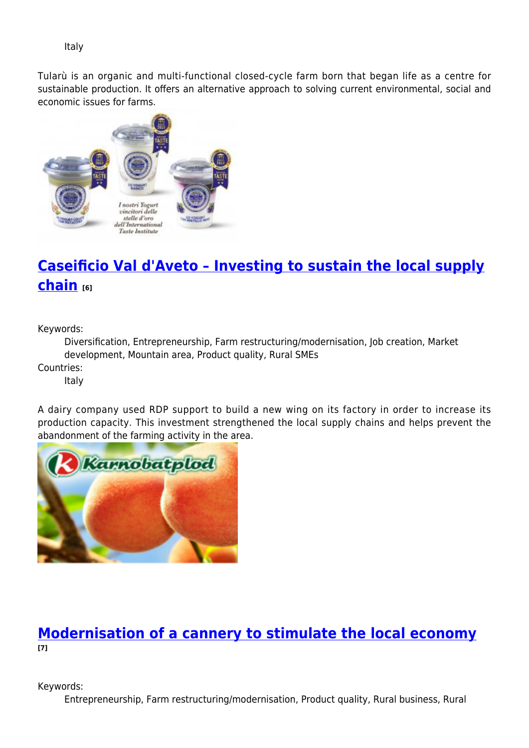Italy

Tularù is an organic and multi-functional closed-cycle farm born that began life as a centre for sustainable production. It offers an alternative approach to solving current environmental, social and economic issues for farms.

## Caseificio Val d'Aveto – Investing to sustain the local supply chain [6]

Keywords:

Diversification, Entrepreneurship, Farm restructuring/modernisation, Job creation, Market development, Mountain area, Product quality, Rural SMEs

Countries:

Italy

A dairy company used RDP support to build a new wing on its factory in order to increase its production capacity. This investment strengthened the local supply chains and helps prevent the abandonment of the farming activity in the area.

## Modernisation of a cannery to stimulate the local economy [7]

Keywords:

Entrepreneurship, Farm restructuring/modernisation, Product quality, Rural business, Rural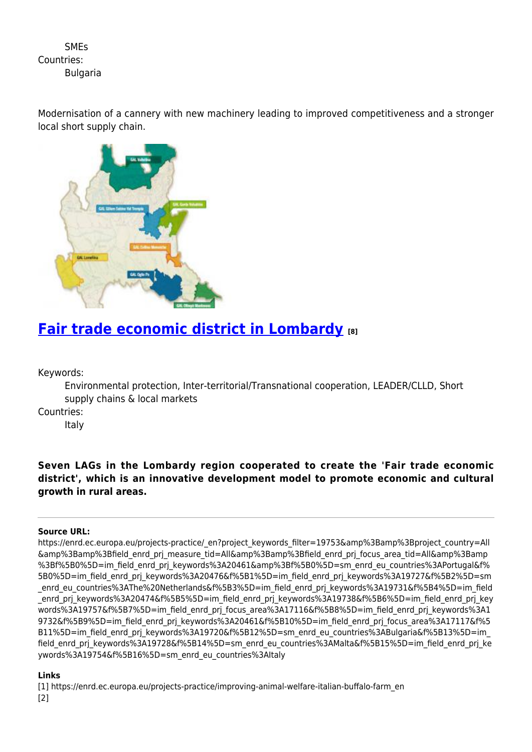SMEs

Countries:

Bulgaria

Modernisation of a cannery with new machinery leading to improved competitiveness and a stronger local short supply chain.

## [Fair trade economic district in Lombardy](#) [8]

Keywords:

Environmental protection, Inter-territorial/Transnational cooperation, LEADER/CLLD, Short supply chains & local markets

Countries:

Italy

**Seven LAGs in the Lombardy region cooperated to create the 'Fair trade economic district', which is an innovative development model to promote economic and cultural growth in rural areas.**

---

**Source URL:**
https://enrd.ec.europa.eu/projects-practice/_en?project_keywords_filter=19753&amp%3Bamp%3Bproject_country=All&amp%3Bamp%3Bfield_enrd_prj_measure_tid=All&amp%3Bamp%3Bfield_enrd_prj_focus_area_tid=All&amp%3Bamp%3Bf%5B0%5D=im_field_enrd_prj_keywords%3A20461&amp%3Bf%5B0%5D=sm_enrd_eu_countries%3APortugal&f%5B0%5D=im_field_enrd_prj_keywords%3A20476&f%5B1%5D=im_field_enrd_prj_keywords%3A19727&f%5B2%5D=sm_enrd_eu_countries%3AThe%20Netherlands&f%5B3%5D=im_field_enrd_prj_keywords%3A19731&f%5B4%5D=im_field_enrd_prj_keywords%3A20474&f%5B5%5D=im_field_enrd_prj_keywords%3A19738&f%5B6%5D=im_field_enrd_prj_keywords%3A19757&f%5B7%5D=im_field_enrd_prj_focus_area%3A17116&f%5B8%5D=im_field_enrd_prj_keywords%3A19732&f%5B9%5D=im_field_enrd_prj_keywords%3A20461&f%5B10%5D=im_field_enrd_prj_focus_area%3A17117&f%5B11%5D=im_field_enrd_prj_keywords%3A19720&f%5B12%5D=sm_enrd_eu_countries%3ABulgaria&f%5B13%5D=im_field_enrd_prj_keywords%3A19728&f%5B14%5D=sm_enrd_eu_countries%3AMalta&f%5B15%5D=im_field_enrd_prj_keywords%3A19754&f%5B16%5D=sm_enrd_eu_countries%3AItaly

**Links**

[1] https://enrd.ec.europa.eu/projects-practice/improving-animal-welfare-italian-buffalo-farm_en

[2]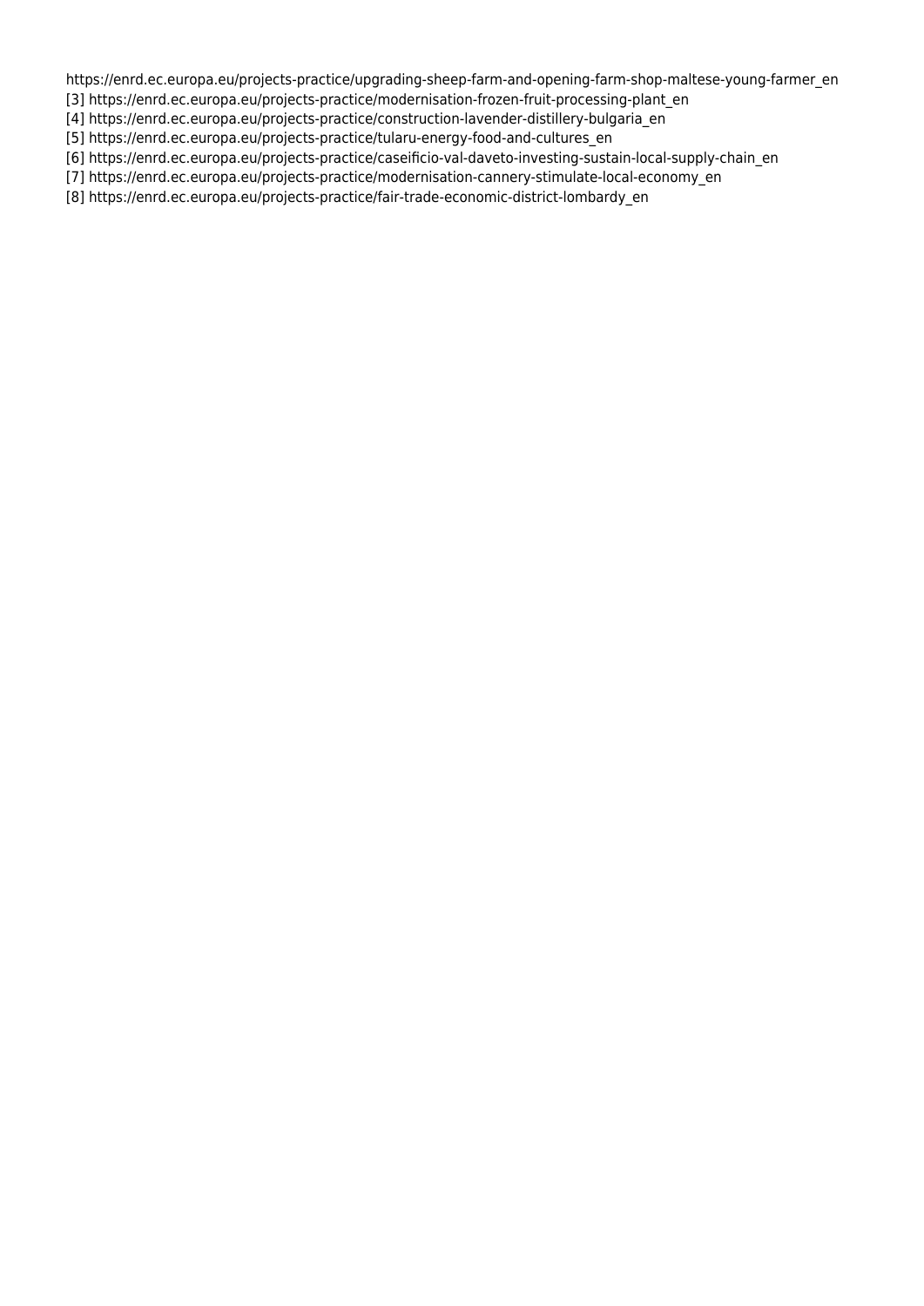https://enrd.ec.europa.eu/projects-practice/upgrading-sheep-farm-and-opening-farm-shop-maltese-young-farmer_en

[3] https://enrd.ec.europa.eu/projects-practice/modernisation-frozen-fruit-processing-plant_en

[4] https://enrd.ec.europa.eu/projects-practice/construction-lavender-distillery-bulgaria_en

[5] https://enrd.ec.europa.eu/projects-practice/tularu-energy-food-and-cultures_en

[6] https://enrd.ec.europa.eu/projects-practice/caseificio-val-daveto-investing-sustain-local-supply-chain_en

[7] https://enrd.ec.europa.eu/projects-practice/modernisation-cannery-stimulate-local-economy_en

[8] https://enrd.ec.europa.eu/projects-practice/fair-trade-economic-district-lombardy_en